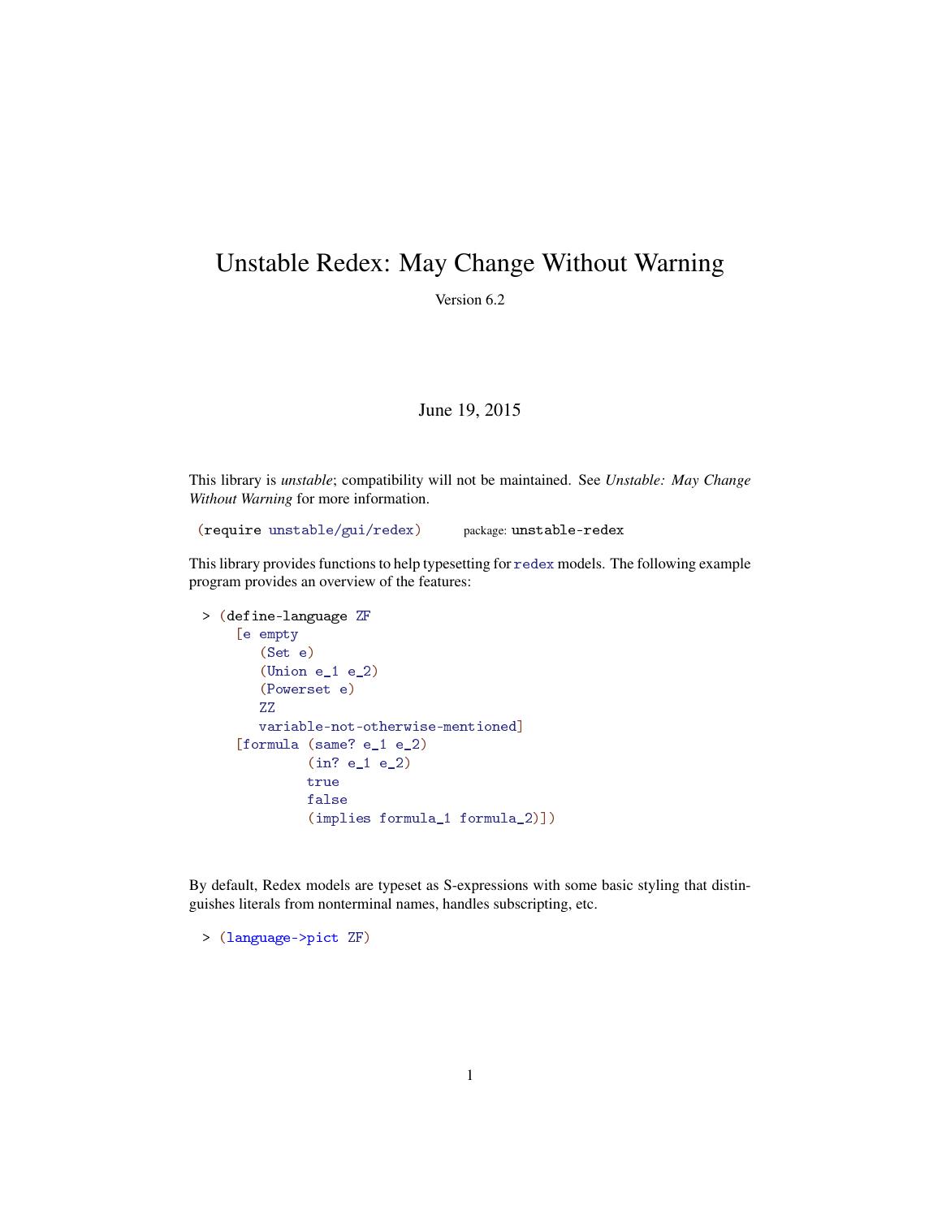# Unstable Redex: May Change Without Warning

Version 6.2

June 19, 2015

This library is *unstable*; compatibility will not be maintained. See *Unstable: May Change Without Warning* for more information.

```
(require unstable/gui/redex)        package: unstable-redex
```

This library provides functions to help typesetting for `redex` models. The following example program provides an overview of the features:

```
> (define-language ZF
    [e empty
       (Set e)
       (Union e_1 e_2)
       (Powerset e)
       ZZ
       variable-not-otherwise-mentioned]
    [formula (same? e_1 e_2)
             (in? e_1 e_2)
             true
             false
             (implies formula_1 formula_2)])
```

By default, Redex models are typeset as S-expressions with some basic styling that distinguishes literals from nonterminal names, handles subscripting, etc.

```
> (language->pict ZF)
```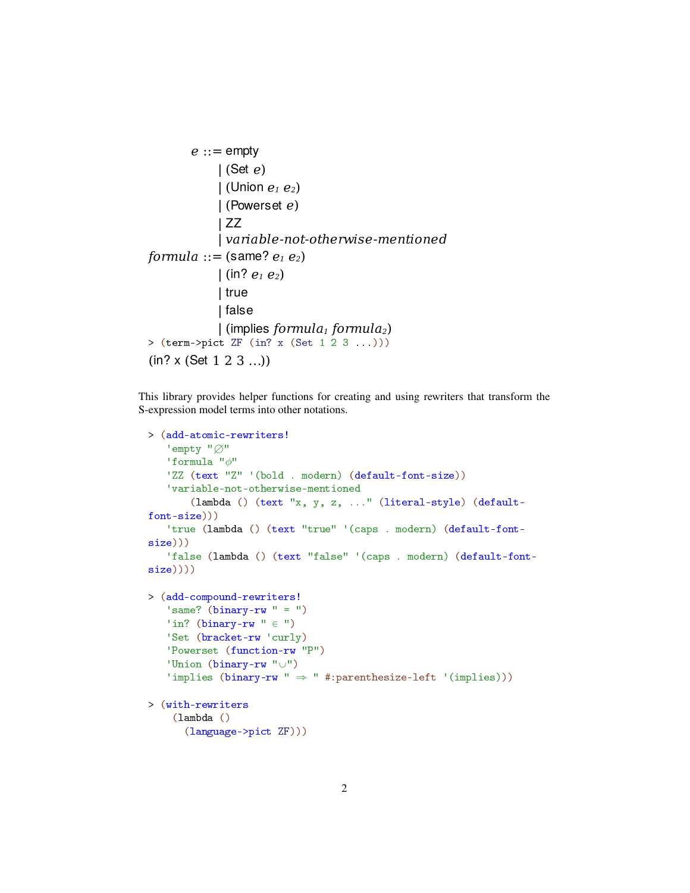```
         e ::= empty
             | (Set e)
             | (Union e1 e2)
             | (Powerset e)
             | ZZ
             | variable-not-otherwise-mentioned
   formula ::= (same? e1 e2)
             | (in? e1 e2)
             | true
             | false
             | (implies formula1 formula2)
```

```
> (term->pict ZF (in? x (Set 1 2 3 ...)))
```

(in? x (Set 1 2 3 ...))

This library provides helper functions for creating and using rewriters that transform the S-expression model terms into other notations.

```
> (add-atomic-rewriters!
   'empty "∅"
   'formula "φ"
   'ZZ (text "Z" '(bold . modern) (default-font-size))
   'variable-not-otherwise-mentioned
       (lambda () (text "x, y, z, ..." (literal-style) (default-font-size)))
   'true (lambda () (text "true" '(caps . modern) (default-font-size)))
   'false (lambda () (text "false" '(caps . modern) (default-font-size))))

> (add-compound-rewriters!
   'same? (binary-rw " = ")
   'in? (binary-rw " ∈ ")
   'Set (bracket-rw 'curly)
   'Powerset (function-rw "P")
   'Union (binary-rw "∪")
   'implies (binary-rw " ⇒ " #:parenthesize-left '(implies)))

> (with-rewriters
    (lambda ()
      (language->pict ZF)))
```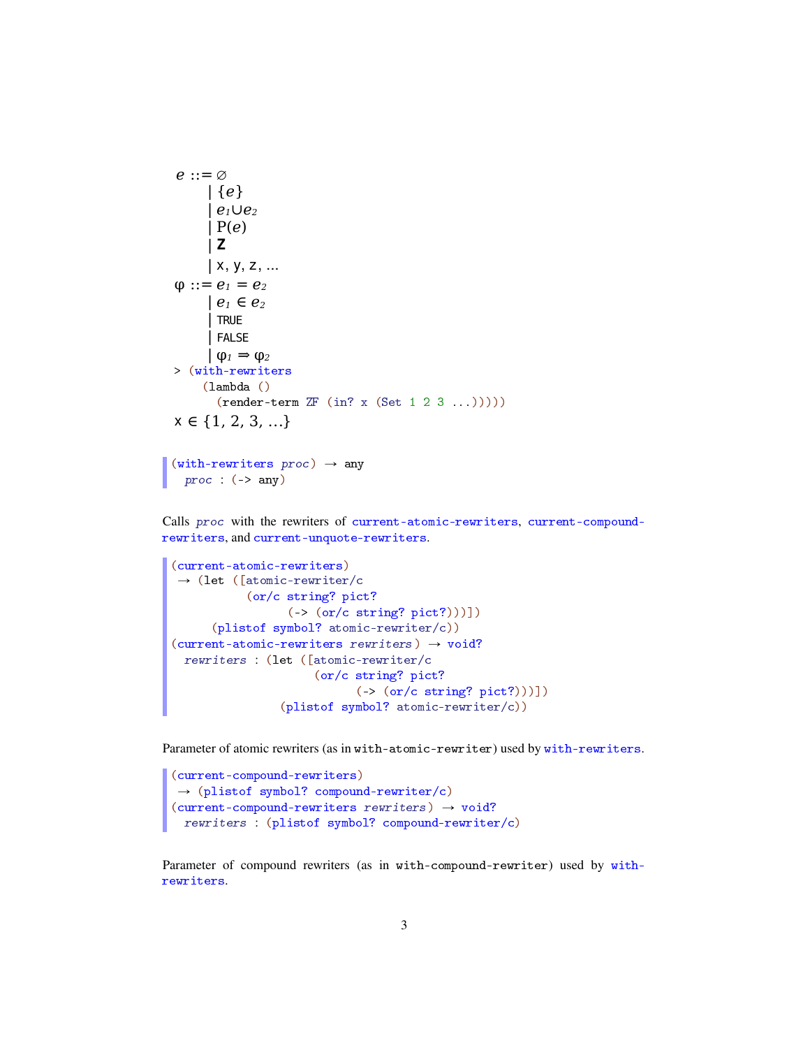```
e ::= ∅
    | {e}
    | e₁∪e₂
    | P(e)
    | Z
    | x, y, z, ...
φ ::= e₁ = e₂
    | e₁ ∈ e₂
    | TRUE
    | FALSE
    | φ₁ ⇒ φ₂
```

```
> (with-rewriters
    (lambda ()
      (render-term ZF (in? x (Set 1 2 3 ...)))))
```

x ∈ {1, 2, 3, ...}

```
(with-rewriters proc) → any
  proc : (-> any)
```

Calls *proc* with the rewriters of `current-atomic-rewriters`, `current-compound-rewriters`, and `current-unquote-rewriters`.

```
(current-atomic-rewriters)
 → (let ([atomic-rewriter/c
          (or/c string? pict?
                (-> (or/c string? pict?)))])
     (plistof symbol? atomic-rewriter/c))
(current-atomic-rewriters rewriters) → void?
  rewriters : (let ([atomic-rewriter/c
                     (or/c string? pict?
                           (-> (or/c string? pict?)))])
                (plistof symbol? atomic-rewriter/c))
```

Parameter of atomic rewriters (as in `with-atomic-rewriter`) used by `with-rewriters`.

```
(current-compound-rewriters)
 → (plistof symbol? compound-rewriter/c)
(current-compound-rewriters rewriters) → void?
  rewriters : (plistof symbol? compound-rewriter/c)
```

Parameter of compound rewriters (as in `with-compound-rewriter`) used by `with-rewriters`.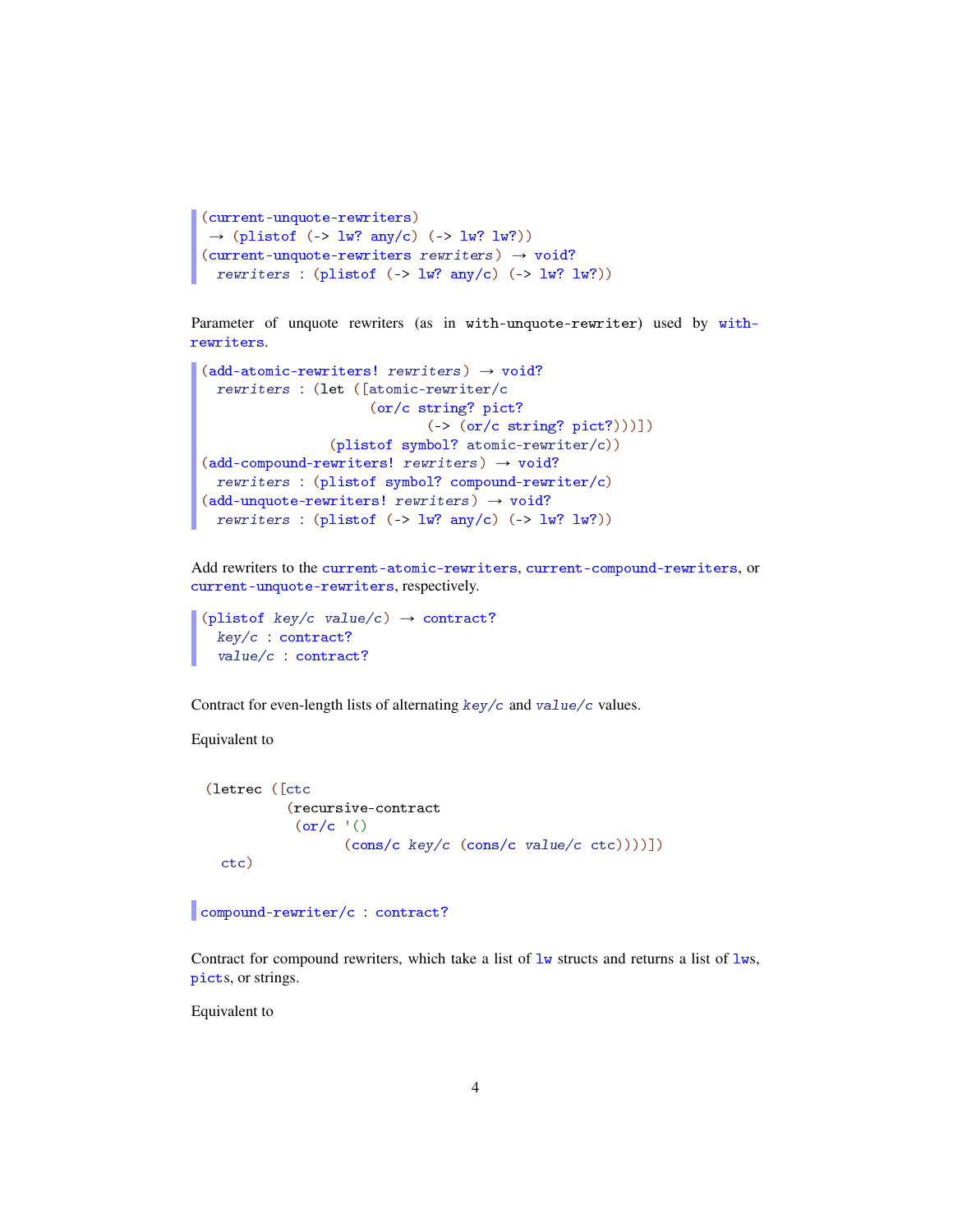```
(current-unquote-rewriters)
 → (plistof (-> lw? any/c) (-> lw? lw?))
(current-unquote-rewriters rewriters) → void?
  rewriters : (plistof (-> lw? any/c) (-> lw? lw?))
```

Parameter of unquote rewriters (as in `with-unquote-rewriter`) used by `with-rewriters`.

```
(add-atomic-rewriters! rewriters) → void?
  rewriters : (let ([atomic-rewriter/c
                     (or/c string? pict?
                           (-> (or/c string? pict?)))])
                (plistof symbol? atomic-rewriter/c))
(add-compound-rewriters! rewriters) → void?
  rewriters : (plistof symbol? compound-rewriter/c)
(add-unquote-rewriters! rewriters) → void?
  rewriters : (plistof (-> lw? any/c) (-> lw? lw?))
```

Add rewriters to the `current-atomic-rewriters`, `current-compound-rewriters`, or `current-unquote-rewriters`, respectively.

```
(plistof key/c value/c) → contract?
  key/c : contract?
  value/c : contract?
```

Contract for even-length lists of alternating *key/c* and *value/c* values.

Equivalent to

```
(letrec ([ctc
          (recursive-contract
           (or/c '()
                 (cons/c key/c (cons/c value/c ctc))))])
  ctc)
```

```
compound-rewriter/c : contract?
```

Contract for compound rewriters, which take a list of `lw` structs and returns a list of `lw`s, `pict`s, or strings.

Equivalent to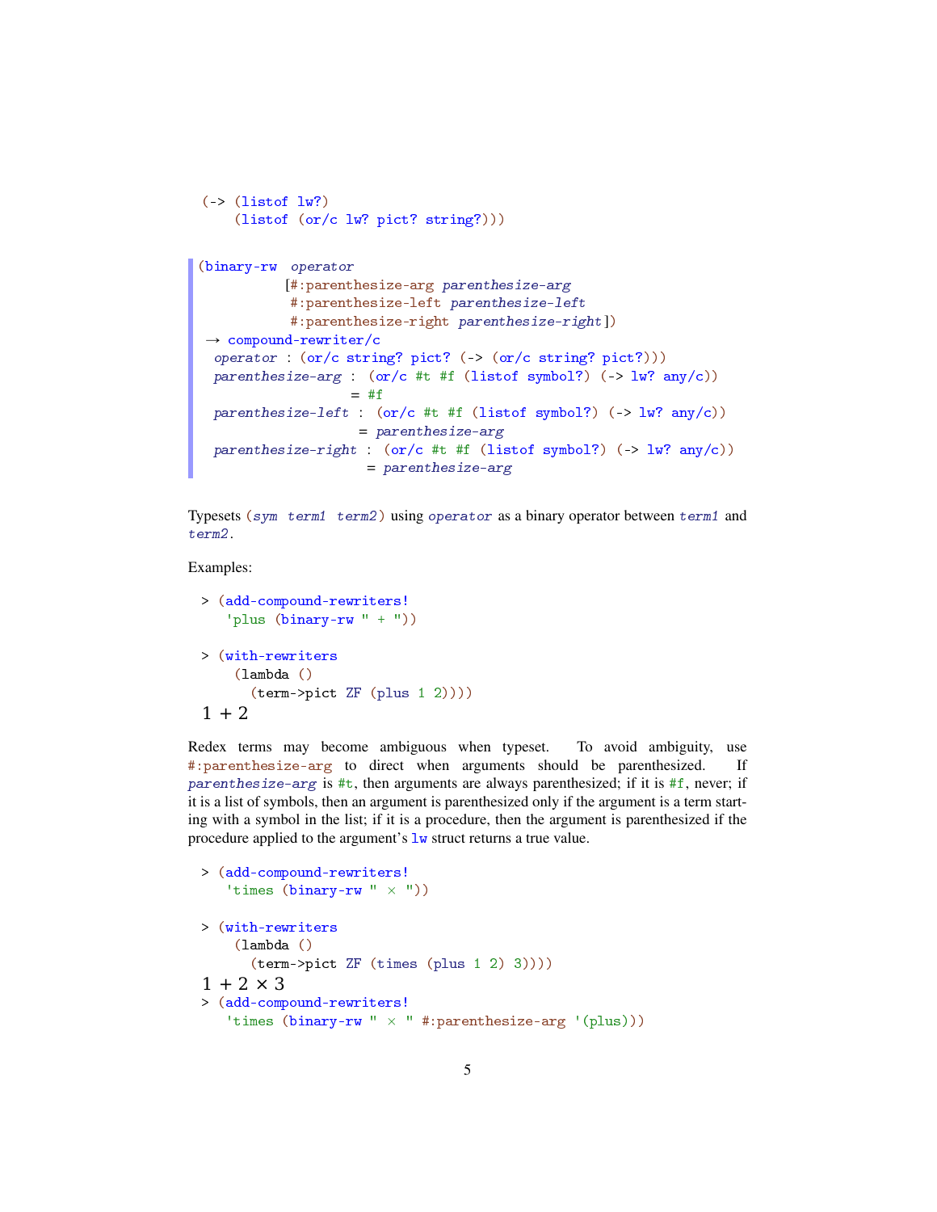```
(-> (listof lw?)
    (listof (or/c lw? pict? string?)))
```

```
(binary-rw  operator
           [#:parenthesize-arg parenthesize-arg
            #:parenthesize-left parenthesize-left
            #:parenthesize-right parenthesize-right])
 → compound-rewriter/c
  operator : (or/c string? pict? (-> (or/c string? pict?)))
  parenthesize-arg :  (or/c #t #f (listof symbol?) (-> lw? any/c))
                   = #f
  parenthesize-left :  (or/c #t #f (listof symbol?) (-> lw? any/c))
                    = parenthesize-arg
  parenthesize-right :  (or/c #t #f (listof symbol?) (-> lw? any/c))
                     = parenthesize-arg
```

Typesets `(sym term1 term2)` using `operator` as a binary operator between `term1` and `term2`.

Examples:

```
> (add-compound-rewriters!
   'plus (binary-rw " + "))

> (with-rewriters
    (lambda ()
      (term->pict ZF (plus 1 2))))
```

1 + 2

Redex terms may become ambiguous when typeset. To avoid ambiguity, use `#:parenthesize-arg` to direct when arguments should be parenthesized. If `parenthesize-arg` is `#t`, then arguments are always parenthesized; if it is `#f`, never; if it is a list of symbols, then an argument is parenthesized only if the argument is a term starting with a symbol in the list; if it is a procedure, then the argument is parenthesized if the procedure applied to the argument's `lw` struct returns a true value.

```
> (add-compound-rewriters!
   'times (binary-rw " × "))

> (with-rewriters
    (lambda ()
      (term->pict ZF (times (plus 1 2) 3))))
```

1 + 2 × 3

```
> (add-compound-rewriters!
   'times (binary-rw " × " #:parenthesize-arg '(plus)))
```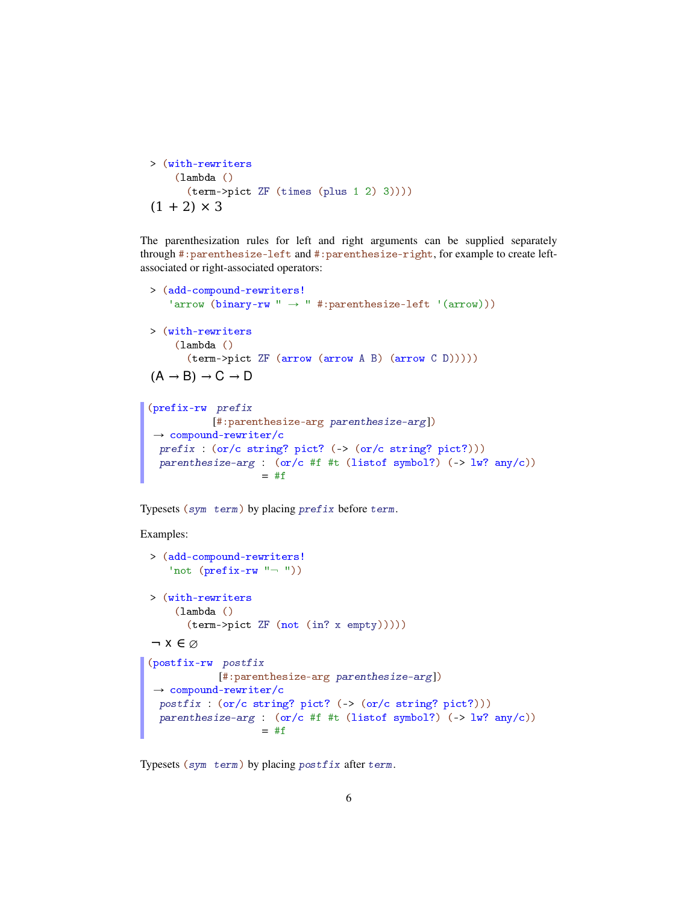```
> (with-rewriters
    (lambda ()
      (term->pict ZF (times (plus 1 2) 3))))
```

(1 + 2) × 3

The parenthesization rules for left and right arguments can be supplied separately through `#:parenthesize-left` and `#:parenthesize-right`, for example to create left-associated or right-associated operators:

```
> (add-compound-rewriters!
   'arrow (binary-rw " → " #:parenthesize-left '(arrow)))

> (with-rewriters
    (lambda ()
      (term->pict ZF (arrow (arrow A B) (arrow C D)))))
```

(A → B) → C → D

```
(prefix-rw prefix
          [#:parenthesize-arg parenthesize-arg])
 → compound-rewriter/c
  prefix : (or/c string? pict? (-> (or/c string? pict?)))
  parenthesize-arg : (or/c #f #t (listof symbol?) (-> lw? any/c))
                   = #f
```

Typesets `(sym term)` by placing *prefix* before *term*.

Examples:

```
> (add-compound-rewriters!
   'not (prefix-rw "¬ "))

> (with-rewriters
    (lambda ()
      (term->pict ZF (not (in? x empty)))))
```

¬ x ∈ ∅

```
(postfix-rw postfix
           [#:parenthesize-arg parenthesize-arg])
 → compound-rewriter/c
  postfix : (or/c string? pict? (-> (or/c string? pict?)))
  parenthesize-arg : (or/c #f #t (listof symbol?) (-> lw? any/c))
                   = #f
```

Typesets `(sym term)` by placing *postfix* after *term*.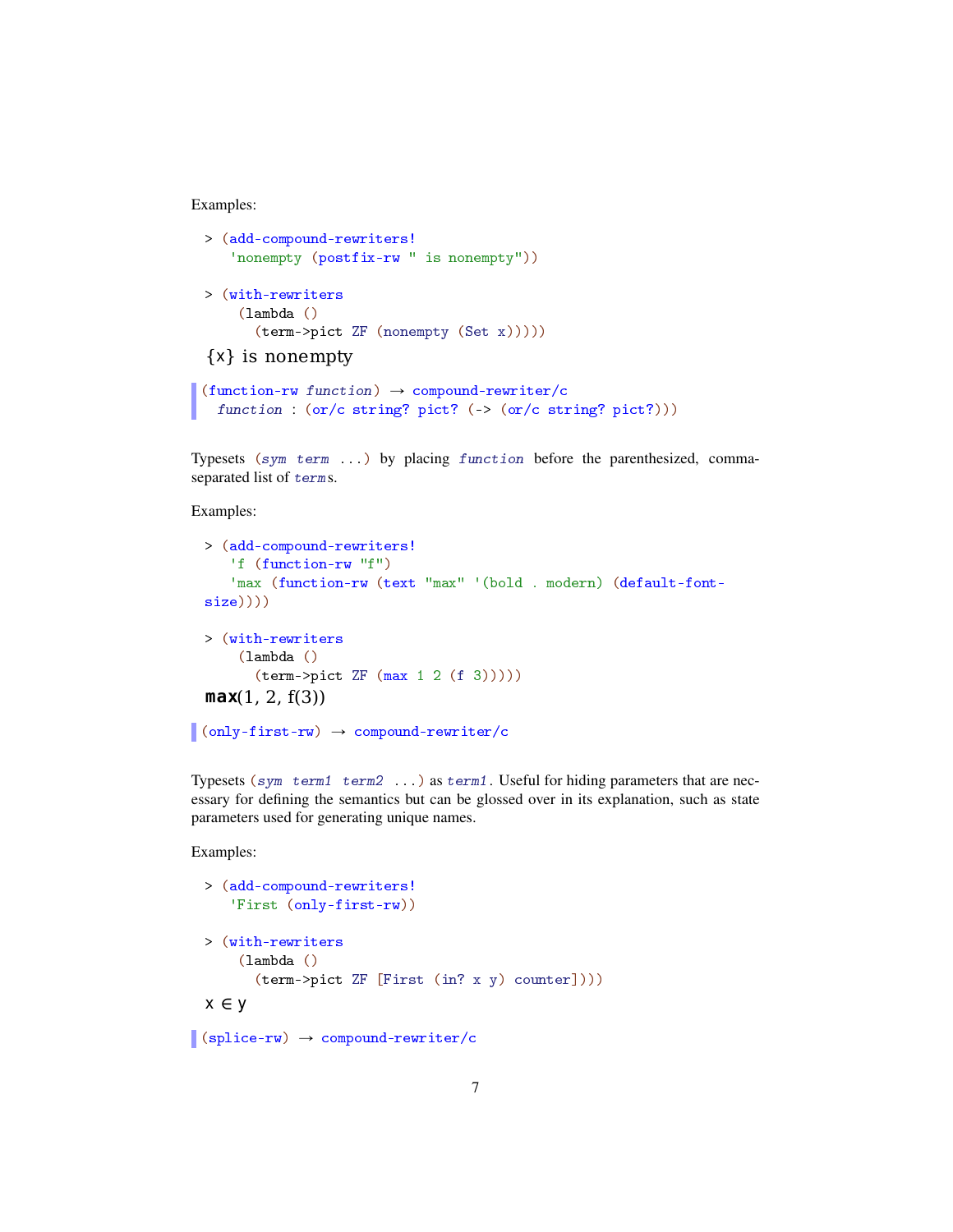Examples:

```
> (add-compound-rewriters!
    'nonempty (postfix-rw " is nonempty"))

> (with-rewriters
    (lambda ()
      (term->pict ZF (nonempty (Set x)))))
```

{x} is nonempty

```
(function-rw function) → compound-rewriter/c
  function : (or/c string? pict? (-> (or/c string? pict?)))
```

Typesets `(sym term ...)` by placing *function* before the parenthesized, comma-separated list of *terms*.

Examples:

```
> (add-compound-rewriters!
    'f (function-rw "f")
    'max (function-rw (text "max" '(bold . modern) (default-font-size))))

> (with-rewriters
    (lambda ()
      (term->pict ZF (max 1 2 (f 3)))))
```

**max**(1, 2, f(3))

```
(only-first-rw) → compound-rewriter/c
```

Typesets `(sym term1 term2 ...)` as *term1*. Useful for hiding parameters that are necessary for defining the semantics but can be glossed over in its explanation, such as state parameters used for generating unique names.

Examples:

```
> (add-compound-rewriters!
    'First (only-first-rw))

> (with-rewriters
    (lambda ()
      (term->pict ZF [First (in? x y) counter])))
```

x ∈ y

```
(splice-rw) → compound-rewriter/c
```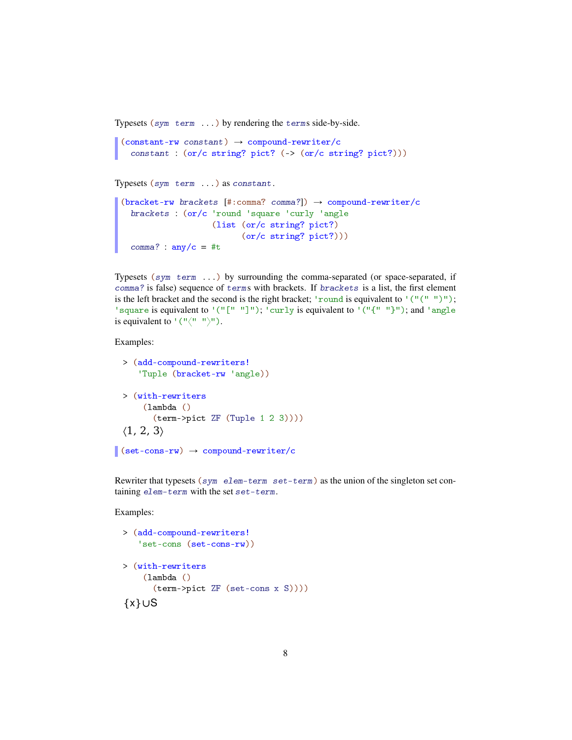Typesets `(sym term ...)` by rendering the `terms` side-by-side.

```
(constant-rw constant) → compound-rewriter/c
  constant : (or/c string? pict? (-> (or/c string? pict?)))
```

Typesets `(sym term ...)` as `constant`.

```
(bracket-rw brackets [#:comma? comma?]) → compound-rewriter/c
  brackets : (or/c 'round 'square 'curly 'angle
                   (list (or/c string? pict?)
                         (or/c string? pict?)))
  comma? : any/c = #t
```

Typesets `(sym term ...)` by surrounding the comma-separated (or space-separated, if `comma?` is false) sequence of `terms` with brackets. If `brackets` is a list, the first element is the left bracket and the second is the right bracket; `'round` is equivalent to `'("(" ")")`; `'square` is equivalent to `'("[" "]")`; `'curly` is equivalent to `'("{" "}")`; and `'angle` is equivalent to `'("⟨" "⟩")`.

Examples:

```
> (add-compound-rewriters!
   'Tuple (bracket-rw 'angle))

> (with-rewriters
    (lambda ()
      (term->pict ZF (Tuple 1 2 3))))
⟨1, 2, 3⟩
```

```
(set-cons-rw) → compound-rewriter/c
```

Rewriter that typesets `(sym elem-term set-term)` as the union of the singleton set containing `elem-term` with the set `set-term`.

Examples:

```
> (add-compound-rewriters!
   'set-cons (set-cons-rw))

> (with-rewriters
    (lambda ()
      (term->pict ZF (set-cons x S))))
{x}∪S
```